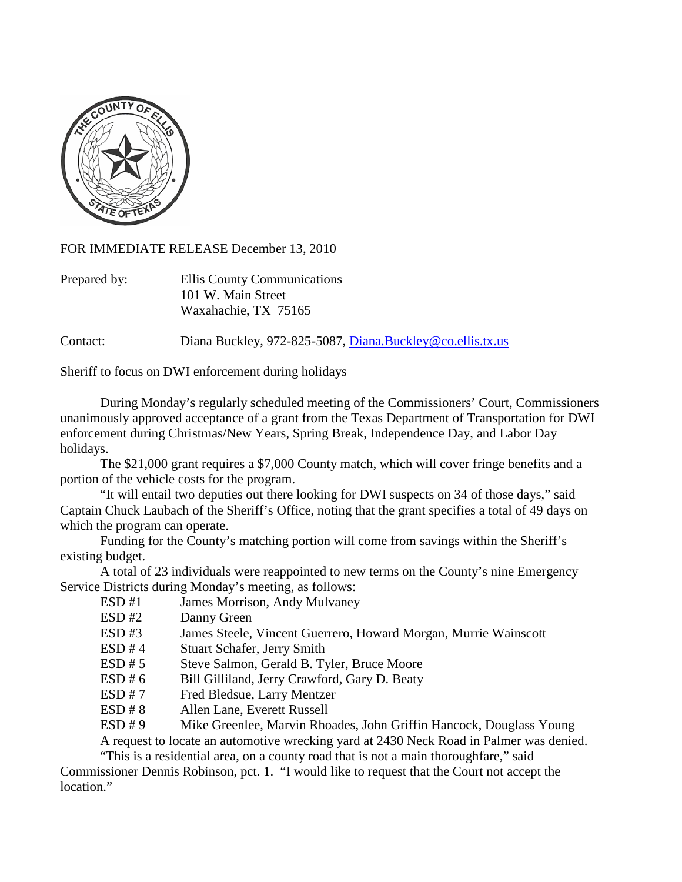FOR IMMEDIATE RELEASE December 13, 2010

Prepared by: Ellis County Communications
101 W. Main Street
Waxahachie, TX 75165

Contact: Diana Buckley, 972-825-5087, [Diana.Buckley@co.ellis.tx.us](mailto:Diana.Buckley@co.ellis.tx.us)

Sheriff to focus on DWI enforcement during holidays

During Monday's regularly scheduled meeting of the Commissioners' Court, Commissioners unanimously approved acceptance of a grant from the Texas Department of Transportation for DWI enforcement during Christmas/New Years, Spring Break, Independence Day, and Labor Day holidays.

The $21,000 grant requires a $7,000 County match, which will cover fringe benefits and a portion of the vehicle costs for the program.

"It will entail two deputies out there looking for DWI suspects on 34 of those days," said Captain Chuck Laubach of the Sheriff's Office, noting that the grant specifies a total of 49 days on which the program can operate.

Funding for the County's matching portion will come from savings within the Sheriff's existing budget.

A total of 23 individuals were reappointed to new terms on the County's nine Emergency Service Districts during Monday's meeting, as follows:

- ESD #1 James Morrison, Andy Mulvaney
- ESD #2 Danny Green
- ESD #3 James Steele, Vincent Guerrero, Howard Morgan, Murrie Wainscott
- ESD # 4 Stuart Schafer, Jerry Smith
- ESD # 5 Steve Salmon, Gerald B. Tyler, Bruce Moore
- ESD # 6 Bill Gilliland, Jerry Crawford, Gary D. Beaty
- ESD # 7 Fred Bledsue, Larry Mentzer
- ESD # 8 Allen Lane, Everett Russell
- ESD # 9 Mike Greenlee, Marvin Rhoades, John Griffin Hancock, Douglass Young

A request to locate an automotive wrecking yard at 2430 Neck Road in Palmer was denied.

"This is a residential area, on a county road that is not a main thoroughfare," said Commissioner Dennis Robinson, pct. 1. "I would like to request that the Court not accept the location."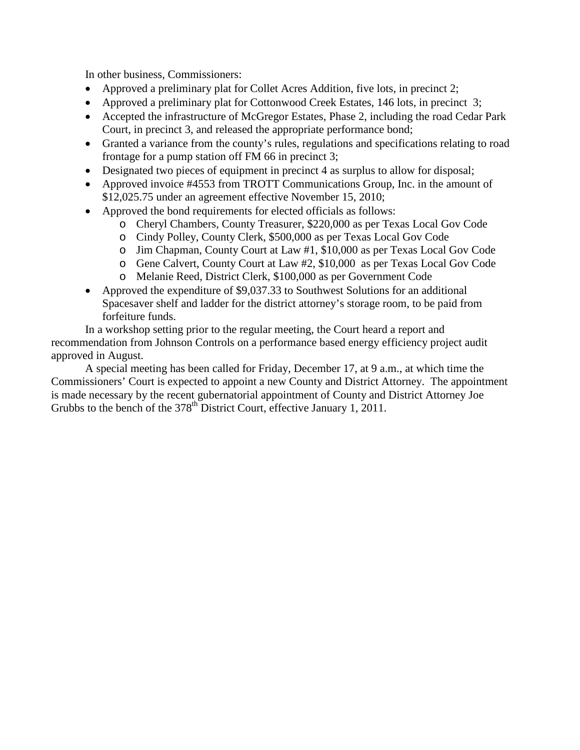In other business, Commissioners:

- Approved a preliminary plat for Collet Acres Addition, five lots, in precinct 2;
- Approved a preliminary plat for Cottonwood Creek Estates, 146 lots, in precinct 3;
- Accepted the infrastructure of McGregor Estates, Phase 2, including the road Cedar Park Court, in precinct 3, and released the appropriate performance bond;
- Granted a variance from the county's rules, regulations and specifications relating to road frontage for a pump station off FM 66 in precinct 3;
- Designated two pieces of equipment in precinct 4 as surplus to allow for disposal;
- Approved invoice #4553 from TROTT Communications Group, Inc. in the amount of $12,025.75 under an agreement effective November 15, 2010;
- Approved the bond requirements for elected officials as follows:
    - Cheryl Chambers, County Treasurer, $220,000 as per Texas Local Gov Code
    - Cindy Polley, County Clerk, $500,000 as per Texas Local Gov Code
    - Jim Chapman, County Court at Law #1, $10,000 as per Texas Local Gov Code
    - Gene Calvert, County Court at Law #2, $10,000 as per Texas Local Gov Code
    - Melanie Reed, District Clerk, $100,000 as per Government Code
- Approved the expenditure of $9,037.33 to Southwest Solutions for an additional Spacesaver shelf and ladder for the district attorney's storage room, to be paid from forfeiture funds.

In a workshop setting prior to the regular meeting, the Court heard a report and recommendation from Johnson Controls on a performance based energy efficiency project audit approved in August.

A special meeting has been called for Friday, December 17, at 9 a.m., at which time the Commissioners' Court is expected to appoint a new County and District Attorney. The appointment is made necessary by the recent gubernatorial appointment of County and District Attorney Joe Grubbs to the bench of the 378th District Court, effective January 1, 2011.